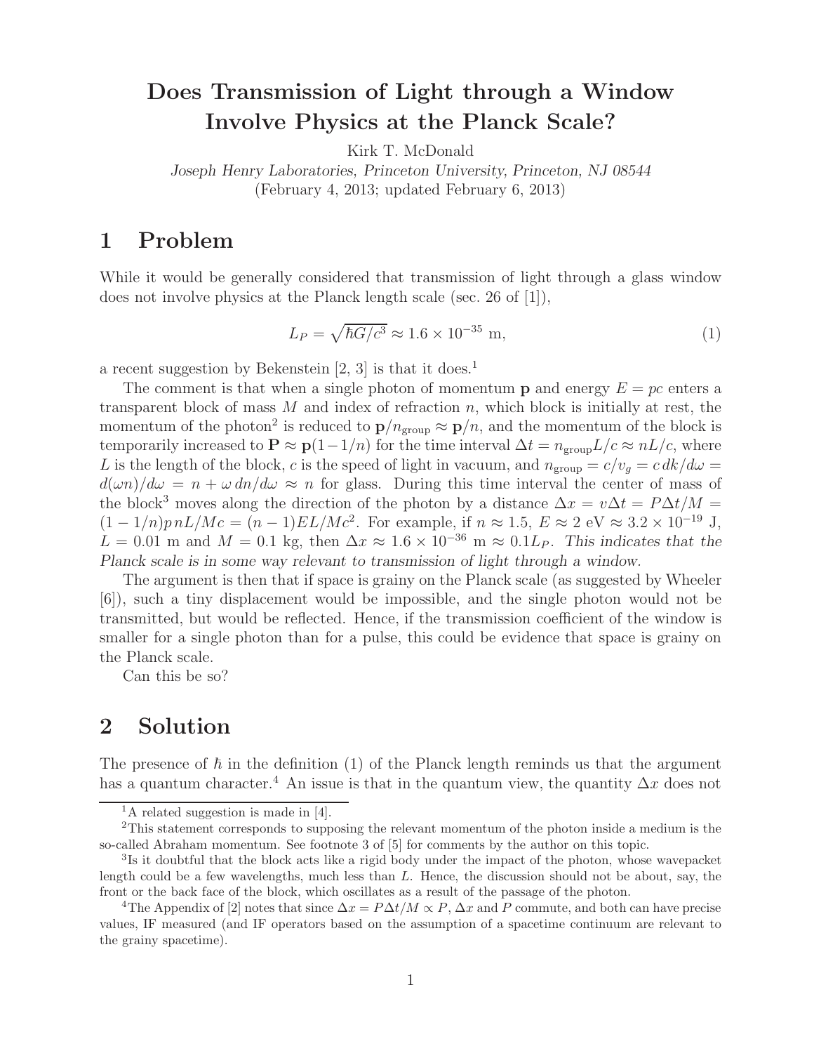# Does Transmission of Light through a Window Involve Physics at the Planck Scale?

Kirk T. McDonald

*Joseph Henry Laboratories, Princeton University, Princeton, NJ 08544*

(February 4, 2013; updated February 6, 2013)

## 1 Problem

While it would be generally considered that transmission of light through a glass window does not involve physics at the Planck length scale (sec. 26 of [1]),

$$L_P = \sqrt{\hbar G/c^3} \approx 1.6 \times 10^{-35} \text{ m}, \tag{1}$$

a recent suggestion by Bekenstein [2, 3] is that it does.[1]

The comment is that when a single photon of momentum $\mathbf{p}$ and energy $E = pc$ enters a transparent block of mass $M$ and index of refraction $n$, which block is initially at rest, the momentum of the photon[2] is reduced to $\mathbf{p}/n_{\text{group}} \approx \mathbf{p}/n$, and the momentum of the block is temporarily increased to $\mathbf{P} \approx \mathbf{p}(1-1/n)$ for the time interval $\Delta t = n_{\text{group}}L/c \approx nL/c$, where $L$ is the length of the block, $c$ is the speed of light in vacuum, and $n_{\text{group}} = c/v_g = c\,dk/d\omega = d(\omega n)/d\omega = n + \omega\,dn/d\omega \approx n$ for glass. During this time interval the center of mass of the block[3] moves along the direction of the photon by a distance $\Delta x = v\Delta t = P\Delta t/M = (1-1/n)p\,nL/Mc = (n-1)EL/Mc^2$. For example, if $n \approx 1.5$, $E \approx 2$ eV $\approx 3.2 \times 10^{-19}$ J, $L = 0.01$ m and $M = 0.1$ kg, then $\Delta x \approx 1.6 \times 10^{-36}$ m $\approx 0.1L_P$. *This indicates that the Planck scale is in some way relevant to transmission of light through a window.*

The argument is then that if space is grainy on the Planck scale (as suggested by Wheeler [6]), such a tiny displacement would be impossible, and the single photon would not be transmitted, but would be reflected. Hence, if the transmission coefficient of the window is smaller for a single photon than for a pulse, this could be evidence that space is grainy on the Planck scale.

Can this be so?

## 2 Solution

The presence of $\hbar$ in the definition (1) of the Planck length reminds us that the argument has a quantum character.[4] An issue is that in the quantum view, the quantity $\Delta x$ does not

---

[1] A related suggestion is made in [4].

[2] This statement corresponds to supposing the relevant momentum of the photon inside a medium is the so-called Abraham momentum. See footnote 3 of [5] for comments by the author on this topic.

[3] Is it doubtful that the block acts like a rigid body under the impact of the photon, whose wavepacket length could be a few wavelengths, much less than $L$. Hence, the discussion should not be about, say, the front or the back face of the block, which oscillates as a result of the passage of the photon.

[4] The Appendix of [2] notes that since $\Delta x = P\Delta t/M \propto P$, $\Delta x$ and $P$ commute, and both can have precise values, IF measured (and IF operators based on the assumption of a spacetime continuum are relevant to the grainy spacetime).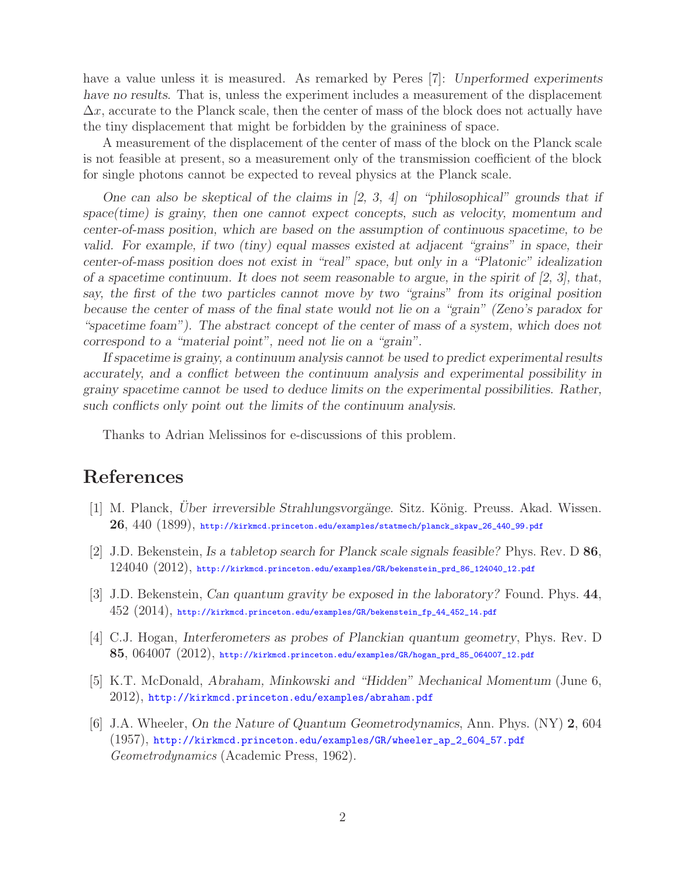have a value unless it is measured. As remarked by Peres [7]: *Unperformed experiments have no results*. That is, unless the experiment includes a measurement of the displacement $\Delta x$, accurate to the Planck scale, then the center of mass of the block does not actually have the tiny displacement that might be forbidden by the graininess of space.

A measurement of the displacement of the center of mass of the block on the Planck scale is not feasible at present, so a measurement only of the transmission coefficient of the block for single photons cannot be expected to reveal physics at the Planck scale.

*One can also be skeptical of the claims in [2, 3, 4] on "philosophical" grounds that if space(time) is grainy, then one cannot expect concepts, such as velocity, momentum and center-of-mass position, which are based on the assumption of continuous spacetime, to be valid. For example, if two (tiny) equal masses existed at adjacent "grains" in space, their center-of-mass position does not exist in "real" space, but only in a "Platonic" idealization of a spacetime continuum. It does not seem reasonable to argue, in the spirit of [2, 3], that, say, the first of the two particles cannot move by two "grains" from its original position because the center of mass of the final state would not lie on a "grain" (Zeno's paradox for "spacetime foam"). The abstract concept of the center of mass of a system, which does not correspond to a "material point", need not lie on a "grain".*

*If spacetime is grainy, a continuum analysis cannot be used to predict experimental results accurately, and a conflict between the continuum analysis and experimental possibility in grainy spacetime cannot be used to deduce limits on the experimental possibilities. Rather, such conflicts only point out the limits of the continuum analysis.*

Thanks to Adrian Melissinos for e-discussions of this problem.

## References

[1] M. Planck, *Über irreversible Strahlungsvorgänge*. Sitz. König. Preuss. Akad. Wissen. **26**, 440 (1899), http://kirkmcd.princeton.edu/examples/statmech/planck_skpaw_26_440_99.pdf

[2] J.D. Bekenstein, *Is a tabletop search for Planck scale signals feasible?* Phys. Rev. D **86**, 124040 (2012), http://kirkmcd.princeton.edu/examples/GR/bekenstein_prd_86_124040_12.pdf

[3] J.D. Bekenstein, *Can quantum gravity be exposed in the laboratory?* Found. Phys. **44**, 452 (2014), http://kirkmcd.princeton.edu/examples/GR/bekenstein_fp_44_452_14.pdf

[4] C.J. Hogan, *Interferometers as probes of Planckian quantum geometry*, Phys. Rev. D **85**, 064007 (2012), http://kirkmcd.princeton.edu/examples/GR/hogan_prd_85_064007_12.pdf

[5] K.T. McDonald, *Abraham, Minkowski and "Hidden" Mechanical Momentum* (June 6, 2012), http://kirkmcd.princeton.edu/examples/abraham.pdf

[6] J.A. Wheeler, *On the Nature of Quantum Geometrodynamics*, Ann. Phys. (NY) **2**, 604 (1957), http://kirkmcd.princeton.edu/examples/GR/wheeler_ap_2_604_57.pdf *Geometrodynamics* (Academic Press, 1962).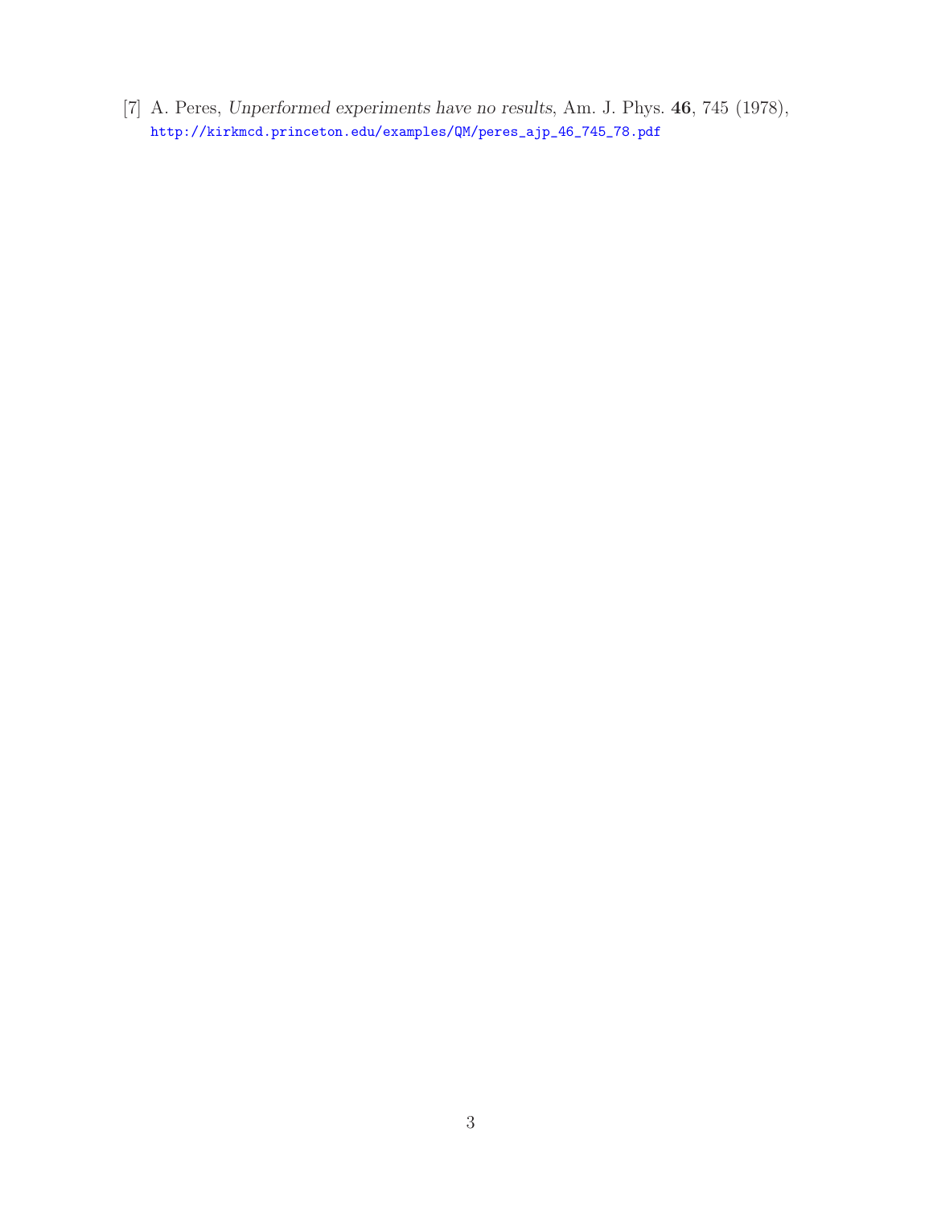[7] A. Peres, *Unperformed experiments have no results*, Am. J. Phys. **46**, 745 (1978), http://kirkmcd.princeton.edu/examples/QM/peres_ajp_46_745_78.pdf